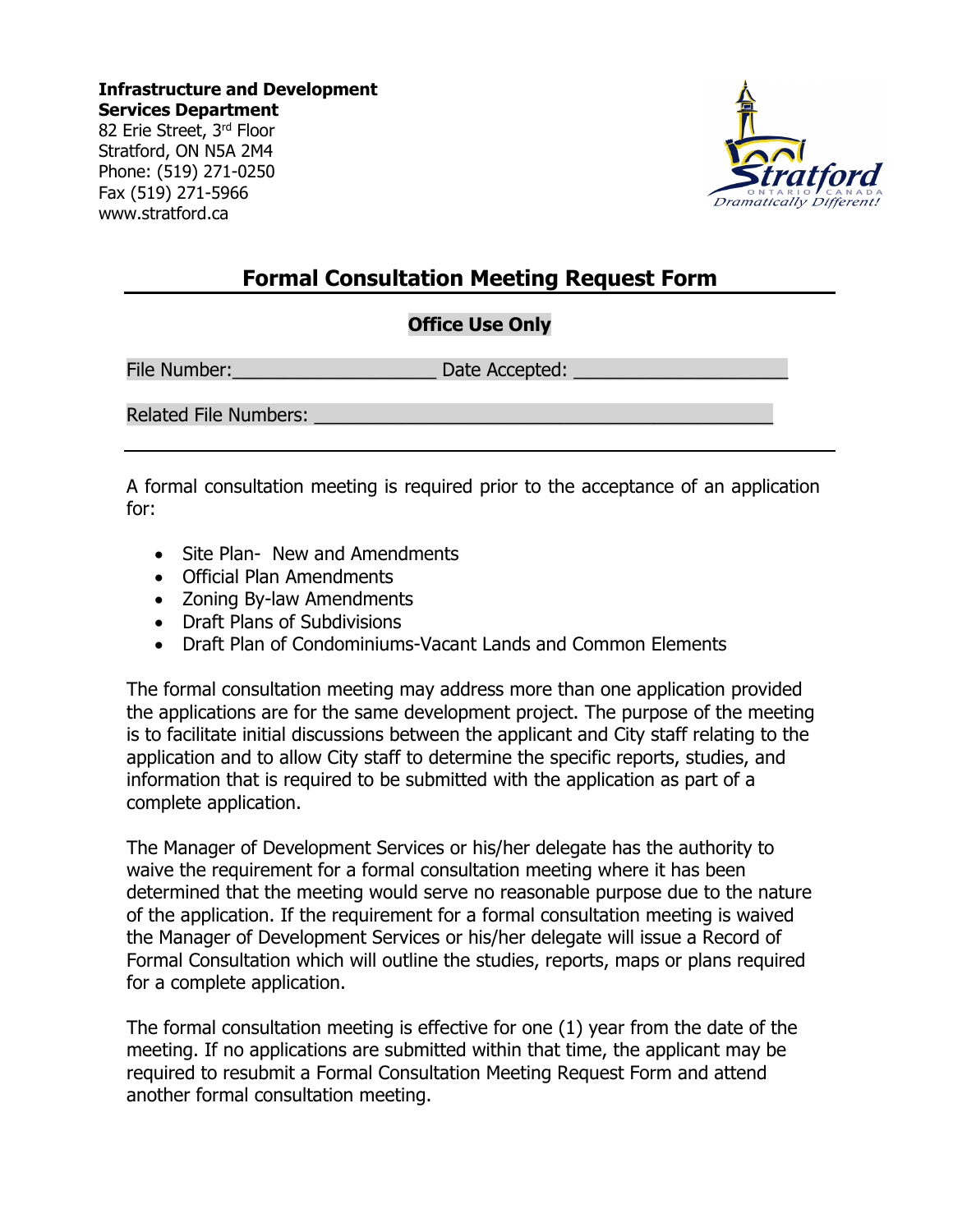**Infrastructure and Development Services Department**
82 Erie Street, 3rd Floor
Stratford, ON N5A 2M4
Phone: (519) 271-0250
Fax (519) 271-5966
www.stratford.ca

# Formal Consultation Meeting Request Form

**Office Use Only**

File Number:____________________ Date Accepted: _____________________

Related File Numbers: _____________________________________________

A formal consultation meeting is required prior to the acceptance of an application for:

- Site Plan- New and Amendments
- Official Plan Amendments
- Zoning By-law Amendments
- Draft Plans of Subdivisions
- Draft Plan of Condominiums-Vacant Lands and Common Elements

The formal consultation meeting may address more than one application provided the applications are for the same development project. The purpose of the meeting is to facilitate initial discussions between the applicant and City staff relating to the application and to allow City staff to determine the specific reports, studies, and information that is required to be submitted with the application as part of a complete application.

The Manager of Development Services or his/her delegate has the authority to waive the requirement for a formal consultation meeting where it has been determined that the meeting would serve no reasonable purpose due to the nature of the application. If the requirement for a formal consultation meeting is waived the Manager of Development Services or his/her delegate will issue a Record of Formal Consultation which will outline the studies, reports, maps or plans required for a complete application.

The formal consultation meeting is effective for one (1) year from the date of the meeting. If no applications are submitted within that time, the applicant may be required to resubmit a Formal Consultation Meeting Request Form and attend another formal consultation meeting.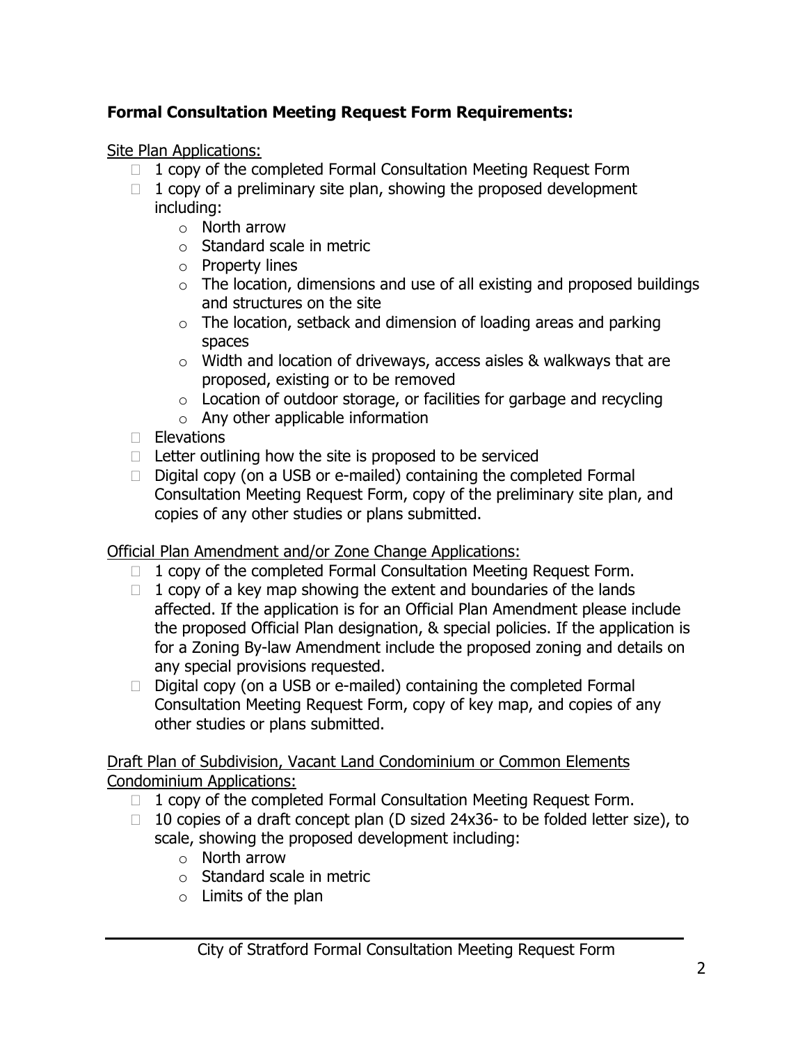**Formal Consultation Meeting Request Form Requirements:**

Site Plan Applications:

- 1 copy of the completed Formal Consultation Meeting Request Form
- 1 copy of a preliminary site plan, showing the proposed development including:
    - North arrow
    - Standard scale in metric
    - Property lines
    - The location, dimensions and use of all existing and proposed buildings and structures on the site
    - The location, setback and dimension of loading areas and parking spaces
    - Width and location of driveways, access aisles & walkways that are proposed, existing or to be removed
    - Location of outdoor storage, or facilities for garbage and recycling
    - Any other applicable information
- Elevations
- Letter outlining how the site is proposed to be serviced
- Digital copy (on a USB or e-mailed) containing the completed Formal Consultation Meeting Request Form, copy of the preliminary site plan, and copies of any other studies or plans submitted.

Official Plan Amendment and/or Zone Change Applications:

- 1 copy of the completed Formal Consultation Meeting Request Form.
- 1 copy of a key map showing the extent and boundaries of the lands affected. If the application is for an Official Plan Amendment please include the proposed Official Plan designation, & special policies. If the application is for a Zoning By-law Amendment include the proposed zoning and details on any special provisions requested.
- Digital copy (on a USB or e-mailed) containing the completed Formal Consultation Meeting Request Form, copy of key map, and copies of any other studies or plans submitted.

Draft Plan of Subdivision, Vacant Land Condominium or Common Elements Condominium Applications:

- 1 copy of the completed Formal Consultation Meeting Request Form.
- 10 copies of a draft concept plan (D sized 24x36- to be folded letter size), to scale, showing the proposed development including:
    - North arrow
    - Standard scale in metric
    - Limits of the plan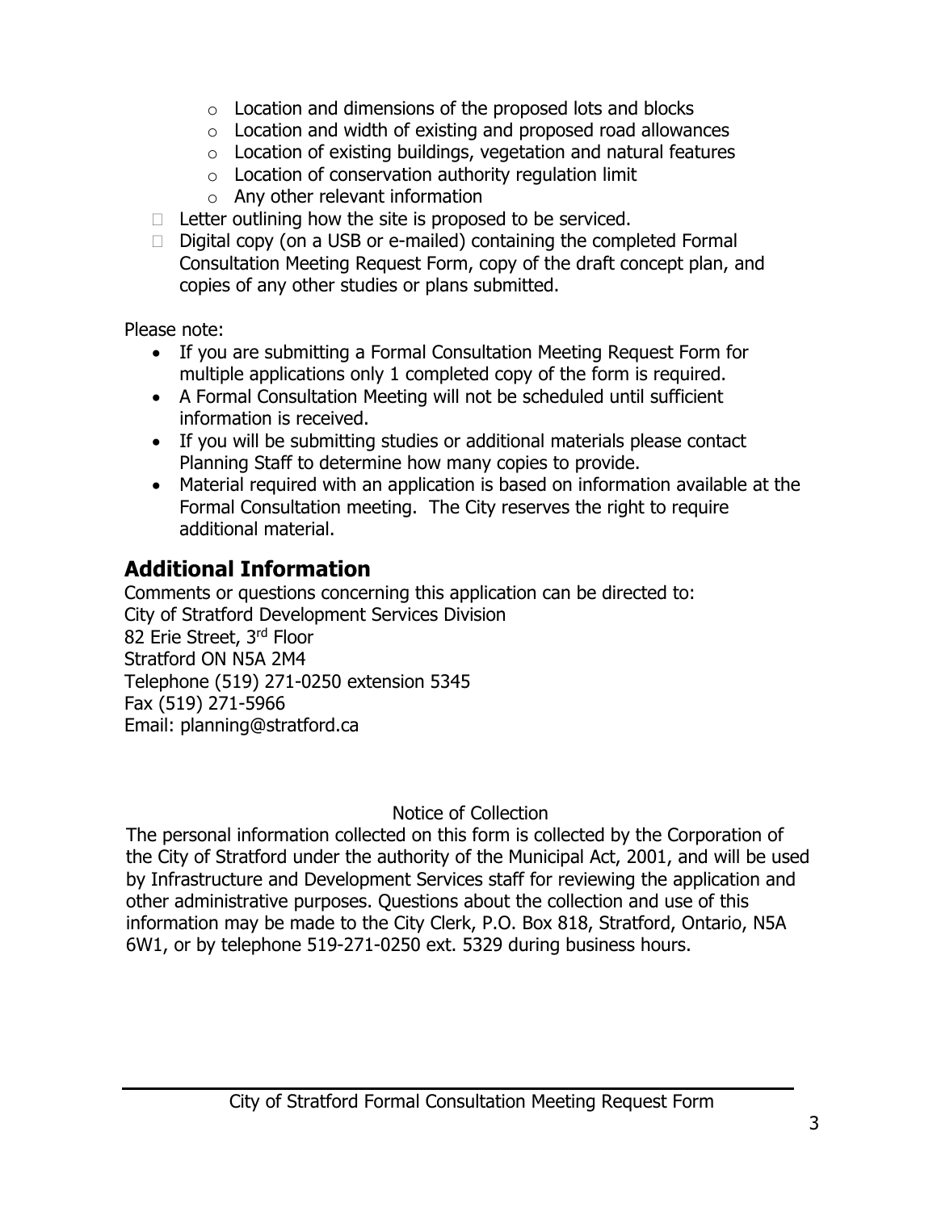- Location and dimensions of the proposed lots and blocks
    - Location and width of existing and proposed road allowances
    - Location of existing buildings, vegetation and natural features
    - Location of conservation authority regulation limit
    - Any other relevant information
- ☐ Letter outlining how the site is proposed to be serviced.
- ☐ Digital copy (on a USB or e-mailed) containing the completed Formal Consultation Meeting Request Form, copy of the draft concept plan, and copies of any other studies or plans submitted.

Please note:

- If you are submitting a Formal Consultation Meeting Request Form for multiple applications only 1 completed copy of the form is required.
- A Formal Consultation Meeting will not be scheduled until sufficient information is received.
- If you will be submitting studies or additional materials please contact Planning Staff to determine how many copies to provide.
- Material required with an application is based on information available at the Formal Consultation meeting. The City reserves the right to require additional material.

## Additional Information

Comments or questions concerning this application can be directed to:
City of Stratford Development Services Division
82 Erie Street, 3rd Floor
Stratford ON N5A 2M4
Telephone (519) 271-0250 extension 5345
Fax (519) 271-5966
Email: planning@stratford.ca

Notice of Collection

The personal information collected on this form is collected by the Corporation of the City of Stratford under the authority of the Municipal Act, 2001, and will be used by Infrastructure and Development Services staff for reviewing the application and other administrative purposes. Questions about the collection and use of this information may be made to the City Clerk, P.O. Box 818, Stratford, Ontario, N5A 6W1, or by telephone 519-271-0250 ext. 5329 during business hours.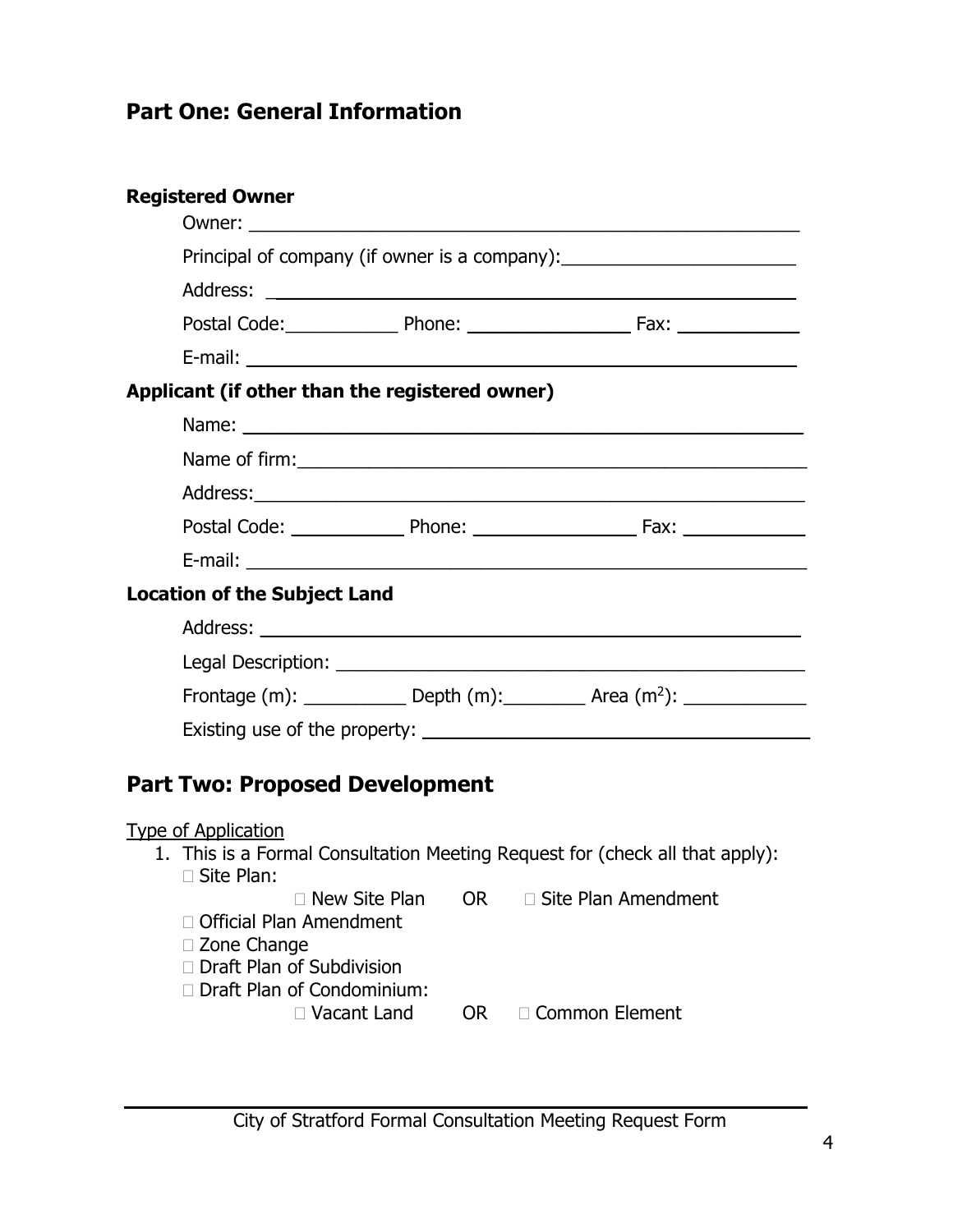## Part One: General Information

**Registered Owner**

Owner: ______________________________________________________

Principal of company (if owner is a company): ______________________

Address: ____________________________________________________

Postal Code: ___________ Phone: _______________ Fax: ___________

E-mail: _____________________________________________________

**Applicant (if other than the registered owner)**

Name: ______________________________________________________

Name of firm: ________________________________________________

Address: ____________________________________________________

Postal Code: ___________ Phone: _______________ Fax: ___________

E-mail: _____________________________________________________

**Location of the Subject Land**

Address: ____________________________________________________

Legal Description: ____________________________________________

Frontage (m): __________ Depth (m): ________ Area ($m^2$): ___________

Existing use of the property: ____________________________________

## Part Two: Proposed Development

Type of Application

1. This is a Formal Consultation Meeting Request for (check all that apply):
   - ☐ Site Plan:
     - ☐ New Site Plan OR ☐ Site Plan Amendment
   - ☐ Official Plan Amendment
   - ☐ Zone Change
   - ☐ Draft Plan of Subdivision
   - ☐ Draft Plan of Condominium:
     - ☐ Vacant Land OR ☐ Common Element

City of Stratford Formal Consultation Meeting Request Form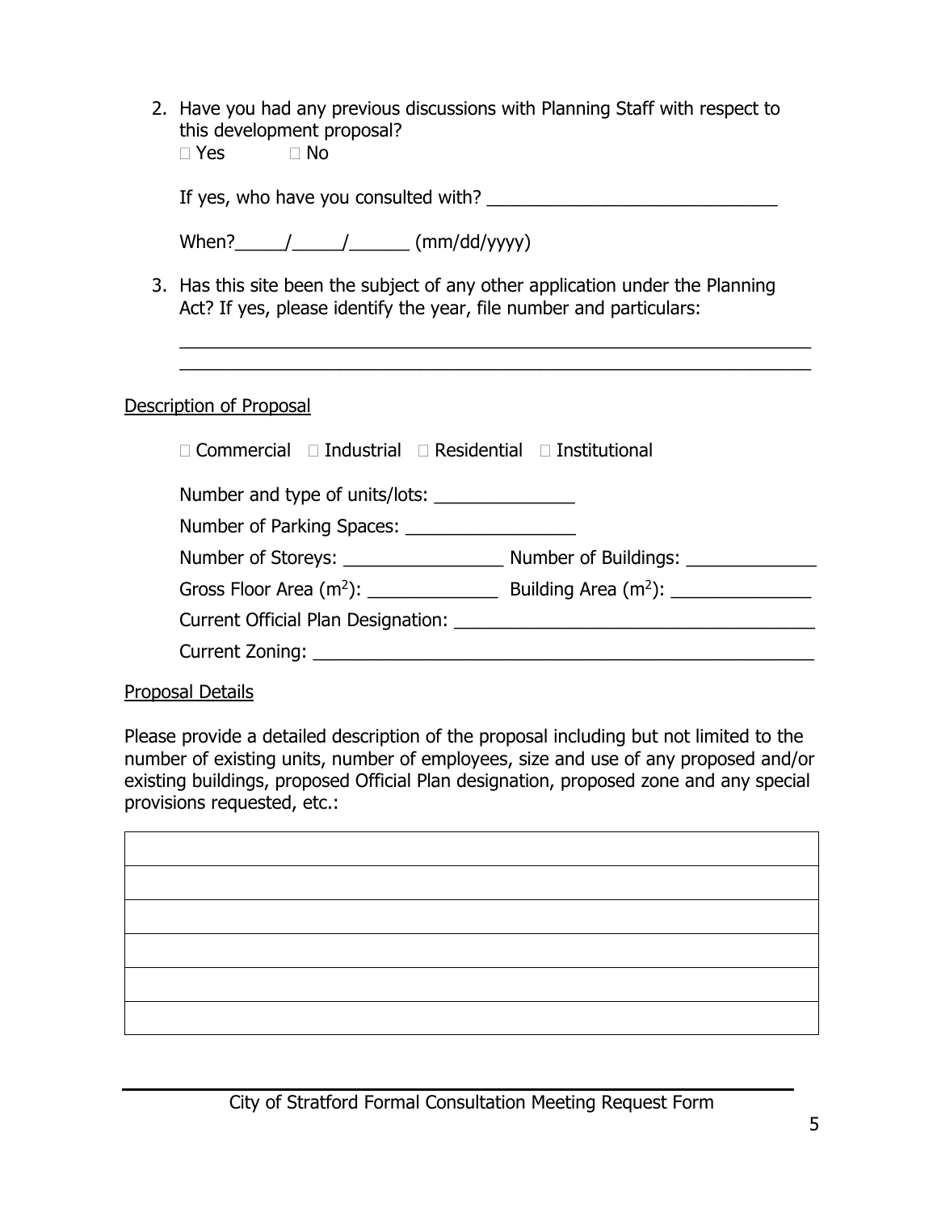2. Have you had any previous discussions with Planning Staff with respect to this development proposal?

   ☐ Yes ☐ No

   If yes, who have you consulted with? ______________________________

   When?_____/_____/______ (mm/dd/yyyy)

3. Has this site been the subject of any other application under the Planning Act? If yes, please identify the year, file number and particulars:

   ________________________________________________________________

   ________________________________________________________________

Description of Proposal

☐ Commercial ☐ Industrial ☐ Residential ☐ Institutional

Number and type of units/lots: _______________

Number of Parking Spaces: _________________

Number of Storeys: ________________ Number of Buildings: _____________

Gross Floor Area ($m^2$): _____________ Building Area ($m^2$): ______________

Current Official Plan Designation: ____________________________________

Current Zoning: ___________________________________________________

Proposal Details

Please provide a detailed description of the proposal including but not limited to the number of existing units, number of employees, size and use of any proposed and/or existing buildings, proposed Official Plan designation, proposed zone and any special provisions requested, etc.:

| |
|---|
| |
| |
| |
| |
| |
| |

City of Stratford Formal Consultation Meeting Request Form